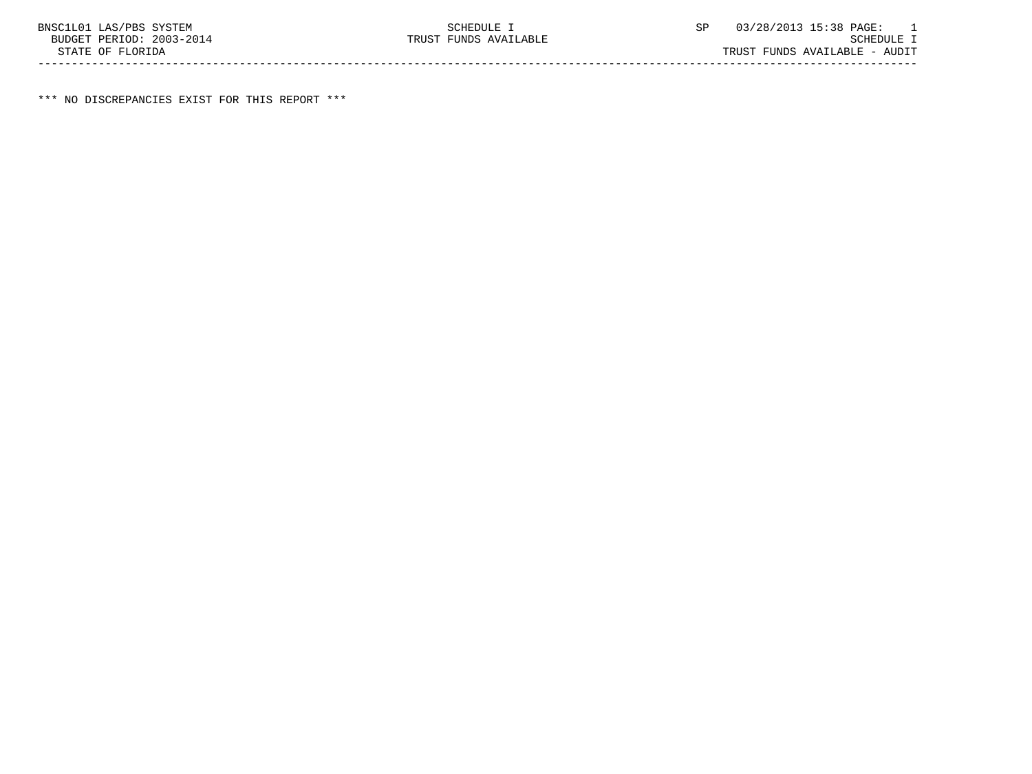BNSC1L01 LAS/PBS SYSTEM SCHEDULE I SP 03/28/2013 15:38 PAGE: 1
BUDGET PERIOD: 2003-2014 TRUST FUNDS AVAILABLE SCHEDULE I
STATE OF FLORIDA TRUST FUNDS AVAILABLE - AUDIT

*** NO DISCREPANCIES EXIST FOR THIS REPORT ***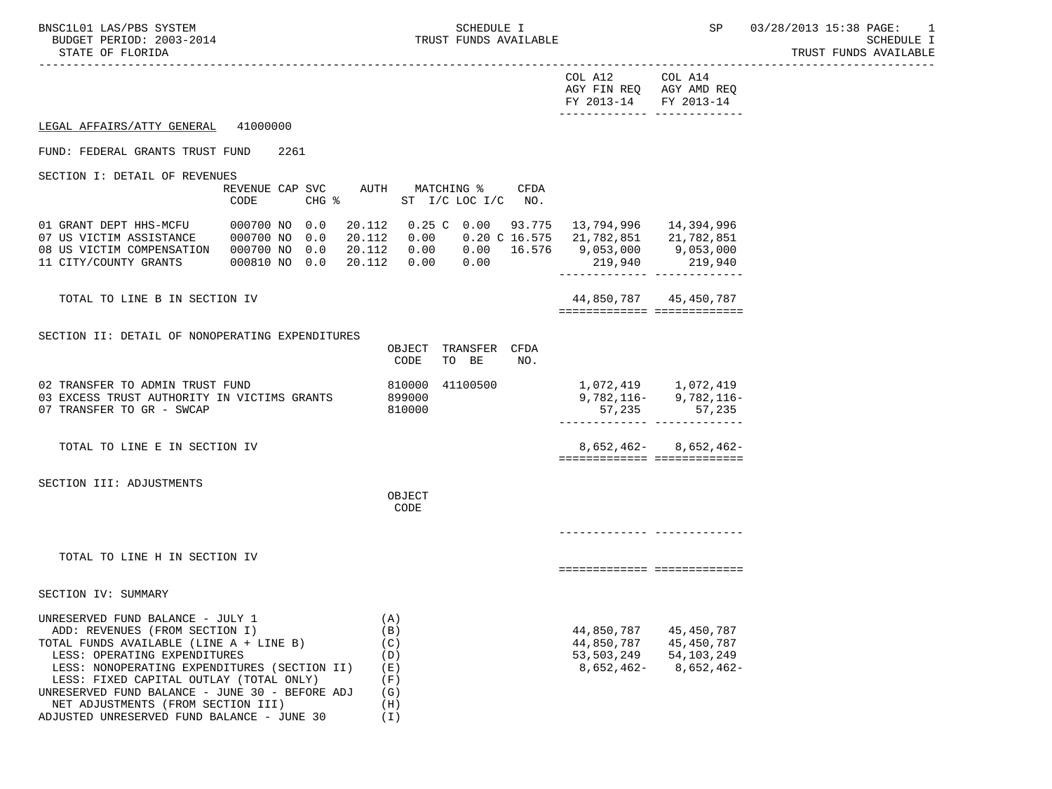BNSC1L01 LAS/PBS SYSTEM — SCHEDULE I — TRUST FUNDS AVAILABLE
BUDGET PERIOD: 2003-2014
STATE OF FLORIDA

| | COL A12 AGY FIN REQ FY 2013-14 | COL A14 AGY AMD REQ FY 2013-14 |
|---|---|---|

## LEGAL AFFAIRS/ATTY GENERAL 41000000

FUND: FEDERAL GRANTS TRUST FUND 2261

### SECTION I: DETAIL OF REVENUES

| | REVENUE CODE | CAP | SVC CHG % | AUTH | MATCHING % ST | I/C | LOC | I/C | CFDA NO. | COL A12 AGY FIN REQ FY 2013-14 | COL A14 AGY AMD REQ FY 2013-14 |
|---|---|---|---|---|---|---|---|---|---|---|---|
| 01 GRANT DEPT HHS-MCFU | 000700 | NO | 0.0 | 20.112 | 0.25 | C | 0.00 | | 93.775 | 13,794,996 | 14,394,996 |
| 07 US VICTIM ASSISTANCE | 000700 | NO | 0.0 | 20.112 | 0.00 | | 0.20 | C | 16.575 | 21,782,851 | 21,782,851 |
| 08 US VICTIM COMPENSATION | 000700 | NO | 0.0 | 20.112 | 0.00 | | 0.00 | | 16.576 | 9,053,000 | 9,053,000 |
| 11 CITY/COUNTY GRANTS | 000810 | NO | 0.0 | 20.112 | 0.00 | | 0.00 | | | 219,940 | 219,940 |
| TOTAL TO LINE B IN SECTION IV | | | | | | | | | | 44,850,787 | 45,450,787 |

### SECTION II: DETAIL OF NONOPERATING EXPENDITURES

| | OBJECT CODE | TRANSFER TO BE | CFDA NO. | COL A12 | COL A14 |
|---|---|---|---|---|---|
| 02 TRANSFER TO ADMIN TRUST FUND | 810000 | 41100500 | | 1,072,419 | 1,072,419 |
| 03 EXCESS TRUST AUTHORITY IN VICTIMS GRANTS | 899000 | | | 9,782,116- | 9,782,116- |
| 07 TRANSFER TO GR - SWCAP | 810000 | | | 57,235 | 57,235 |
| TOTAL TO LINE E IN SECTION IV | | | | 8,652,462- | 8,652,462- |

### SECTION III: ADJUSTMENTS

| | OBJECT CODE | COL A12 | COL A14 |
|---|---|---|---|
| TOTAL TO LINE H IN SECTION IV | | | |

### SECTION IV: SUMMARY

| | | COL A12 | COL A14 |
|---|---|---|---|
| UNRESERVED FUND BALANCE - JULY 1 | (A) | | |
| ADD: REVENUES (FROM SECTION I) | (B) | 44,850,787 | 45,450,787 |
| TOTAL FUNDS AVAILABLE (LINE A + LINE B) | (C) | 44,850,787 | 45,450,787 |
| LESS: OPERATING EXPENDITURES | (D) | 53,503,249 | 54,103,249 |
| LESS: NONOPERATING EXPENDITURES (SECTION II) | (E) | 8,652,462- | 8,652,462- |
| LESS: FIXED CAPITAL OUTLAY (TOTAL ONLY) | (F) | | |
| UNRESERVED FUND BALANCE - JUNE 30 - BEFORE ADJ | (G) | | |
| NET ADJUSTMENTS (FROM SECTION III) | (H) | | |
| ADJUSTED UNRESERVED FUND BALANCE - JUNE 30 | (I) | | |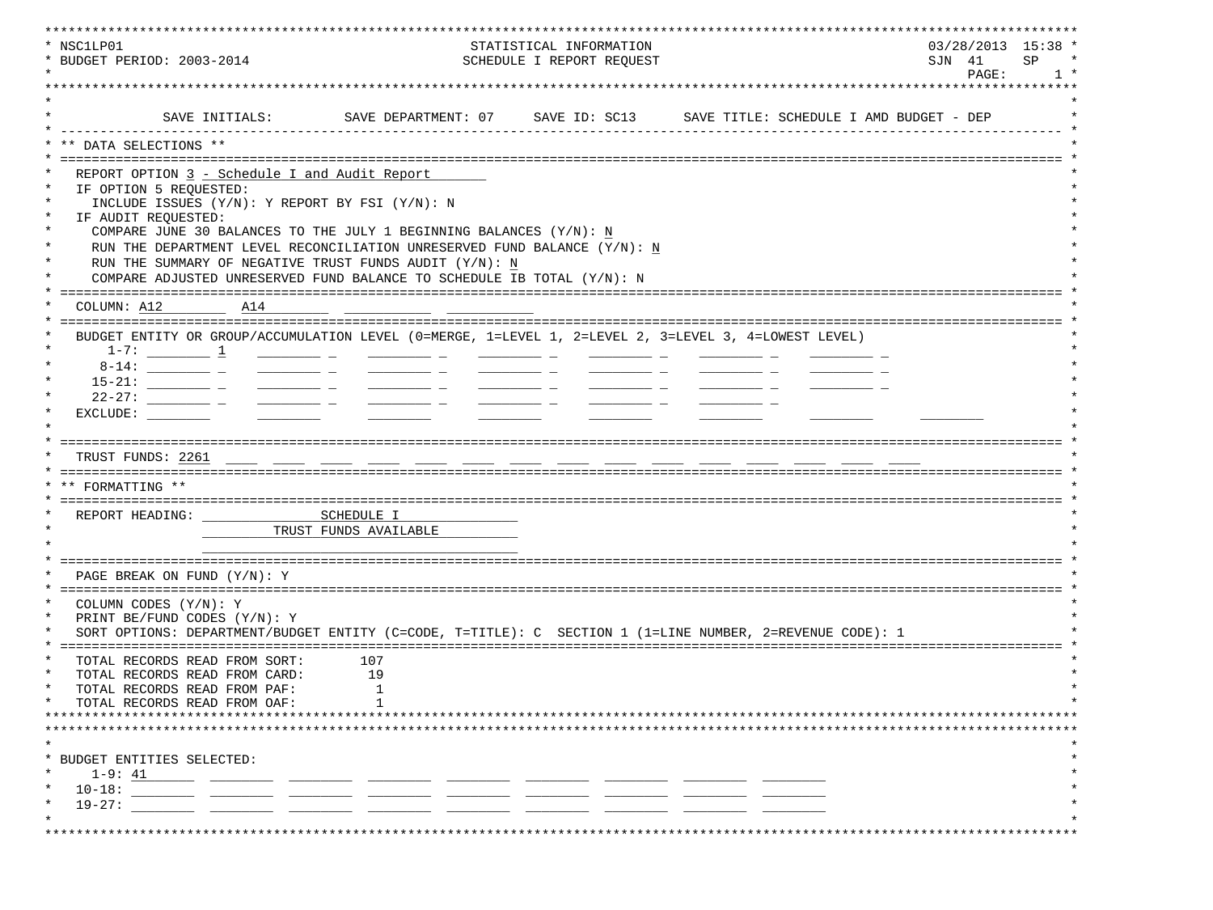```
NSC1LP01                                  STATISTICAL INFORMATION                                03/28/2013  15:38
BUDGET PERIOD: 2003-2014                  SCHEDULE I REPORT REQUEST                              SJN 41      SP
                                                                                                 PAGE:        1

          SAVE INITIALS:        SAVE DEPARTMENT: 07     SAVE ID: SC13      SAVE TITLE: SCHEDULE I AMD BUDGET - DEP

** DATA SELECTIONS **

  REPORT OPTION 3 - Schedule I and Audit Report
  IF OPTION 5 REQUESTED:
    INCLUDE ISSUES (Y/N): Y REPORT BY FSI (Y/N): N
  IF AUDIT REQUESTED:
    COMPARE JUNE 30 BALANCES TO THE JULY 1 BEGINNING BALANCES (Y/N): N
    RUN THE DEPARTMENT LEVEL RECONCILIATION UNRESERVED FUND BALANCE (Y/N): N
    RUN THE SUMMARY OF NEGATIVE TRUST FUNDS AUDIT (Y/N): N
    COMPARE ADJUSTED UNRESERVED FUND BALANCE TO SCHEDULE IB TOTAL (Y/N): N

  COLUMN: A12       A14

  BUDGET ENTITY OR GROUP/ACCUMULATION LEVEL (0=MERGE, 1=LEVEL 1, 2=LEVEL 2, 3=LEVEL 3, 4=LOWEST LEVEL)
      1-7: ________ 1
     8-14:
    15-21:
    22-27:
  EXCLUDE:

  TRUST FUNDS: 2261

** FORMATTING **

  REPORT HEADING:               SCHEDULE I
                           TRUST FUNDS AVAILABLE

  PAGE BREAK ON FUND (Y/N): Y

  COLUMN CODES (Y/N): Y
  PRINT BE/FUND CODES (Y/N): Y
  SORT OPTIONS: DEPARTMENT/BUDGET ENTITY (C=CODE, T=TITLE): C  SECTION 1 (1=LINE NUMBER, 2=REVENUE CODE): 1

  TOTAL RECORDS READ FROM SORT:       107
  TOTAL RECORDS READ FROM CARD:        19
  TOTAL RECORDS READ FROM PAF:          1
  TOTAL RECORDS READ FROM OAF:          1

BUDGET ENTITIES SELECTED:
     1-9: 41
   10-18:
   19-27:
```